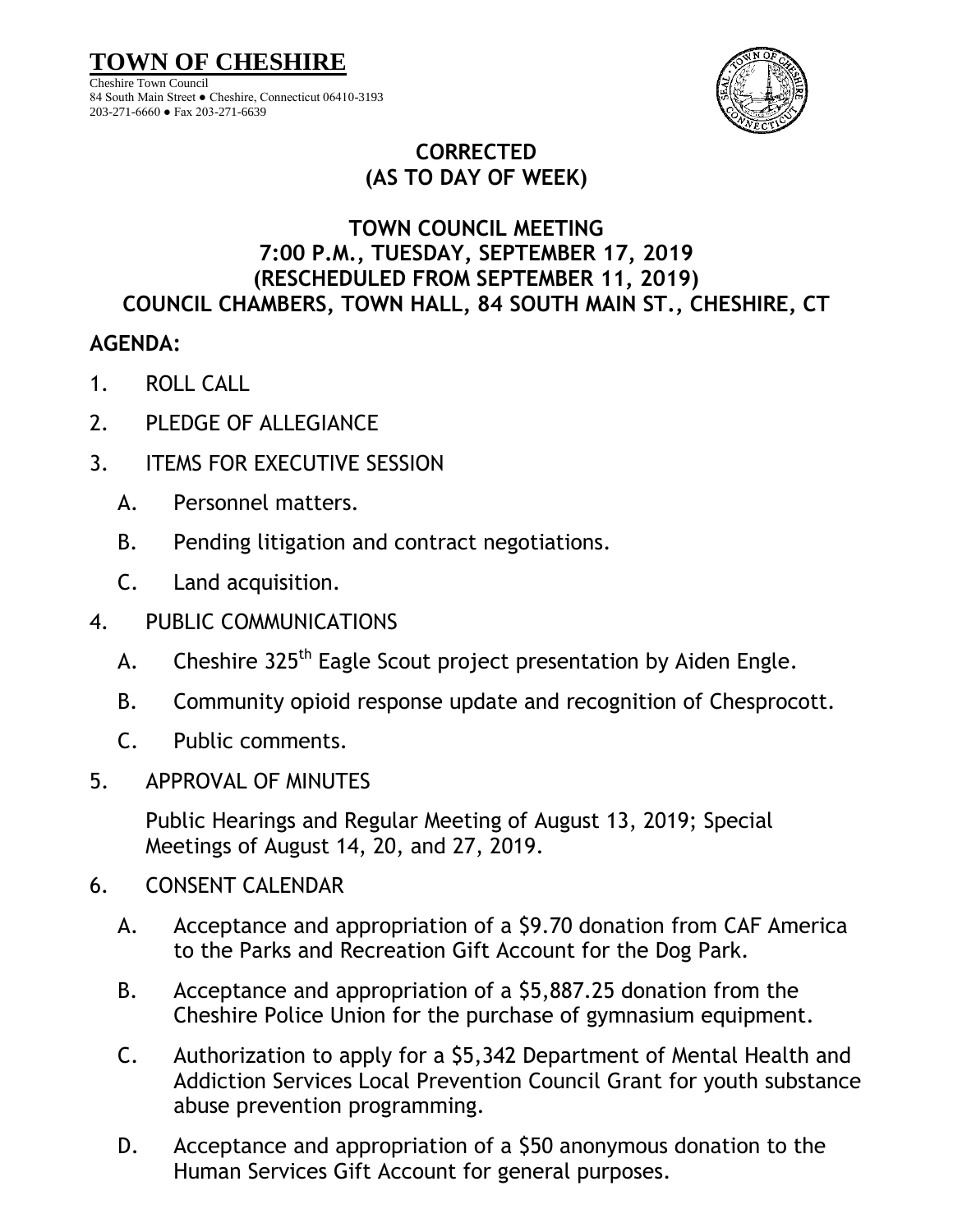# TOWN OF CHESHIRE

Cheshire Town Council
84 South Main Street ● Cheshire, Connecticut 06410-3193
203-271-6660 ● Fax 203-271-6639

**CORRECTED**
**(AS TO DAY OF WEEK)**

**TOWN COUNCIL MEETING**
**7:00 P.M., TUESDAY, SEPTEMBER 17, 2019**
**(RESCHEDULED FROM SEPTEMBER 11, 2019)**
**COUNCIL CHAMBERS, TOWN HALL, 84 SOUTH MAIN ST., CHESHIRE, CT**

**AGENDA:**

1. ROLL CALL
2. PLEDGE OF ALLEGIANCE
3. ITEMS FOR EXECUTIVE SESSION
   - A. Personnel matters.
   - B. Pending litigation and contract negotiations.
   - C. Land acquisition.
4. PUBLIC COMMUNICATIONS
   - A. Cheshire 325th Eagle Scout project presentation by Aiden Engle.
   - B. Community opioid response update and recognition of Chesprocott.
   - C. Public comments.
5. APPROVAL OF MINUTES

   Public Hearings and Regular Meeting of August 13, 2019; Special Meetings of August 14, 20, and 27, 2019.

6. CONSENT CALENDAR
   - A. Acceptance and appropriation of a $9.70 donation from CAF America to the Parks and Recreation Gift Account for the Dog Park.
   - B. Acceptance and appropriation of a $5,887.25 donation from the Cheshire Police Union for the purchase of gymnasium equipment.
   - C. Authorization to apply for a $5,342 Department of Mental Health and Addiction Services Local Prevention Council Grant for youth substance abuse prevention programming.
   - D. Acceptance and appropriation of a $50 anonymous donation to the Human Services Gift Account for general purposes.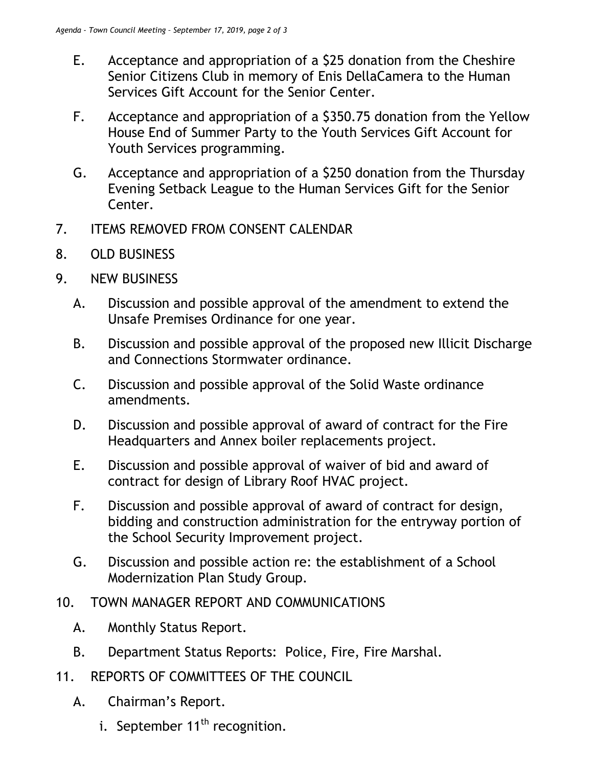E. Acceptance and appropriation of a $25 donation from the Cheshire Senior Citizens Club in memory of Enis DellaCamera to the Human Services Gift Account for the Senior Center.

F. Acceptance and appropriation of a $350.75 donation from the Yellow House End of Summer Party to the Youth Services Gift Account for Youth Services programming.

G. Acceptance and appropriation of a $250 donation from the Thursday Evening Setback League to the Human Services Gift for the Senior Center.

7. ITEMS REMOVED FROM CONSENT CALENDAR

8. OLD BUSINESS

9. NEW BUSINESS

   A. Discussion and possible approval of the amendment to extend the Unsafe Premises Ordinance for one year.

   B. Discussion and possible approval of the proposed new Illicit Discharge and Connections Stormwater ordinance.

   C. Discussion and possible approval of the Solid Waste ordinance amendments.

   D. Discussion and possible approval of award of contract for the Fire Headquarters and Annex boiler replacements project.

   E. Discussion and possible approval of waiver of bid and award of contract for design of Library Roof HVAC project.

   F. Discussion and possible approval of award of contract for design, bidding and construction administration for the entryway portion of the School Security Improvement project.

   G. Discussion and possible action re: the establishment of a School Modernization Plan Study Group.

10. TOWN MANAGER REPORT AND COMMUNICATIONS

   A. Monthly Status Report.

   B. Department Status Reports: Police, Fire, Fire Marshal.

11. REPORTS OF COMMITTEES OF THE COUNCIL

   A. Chairman's Report.

      i. September 11th recognition.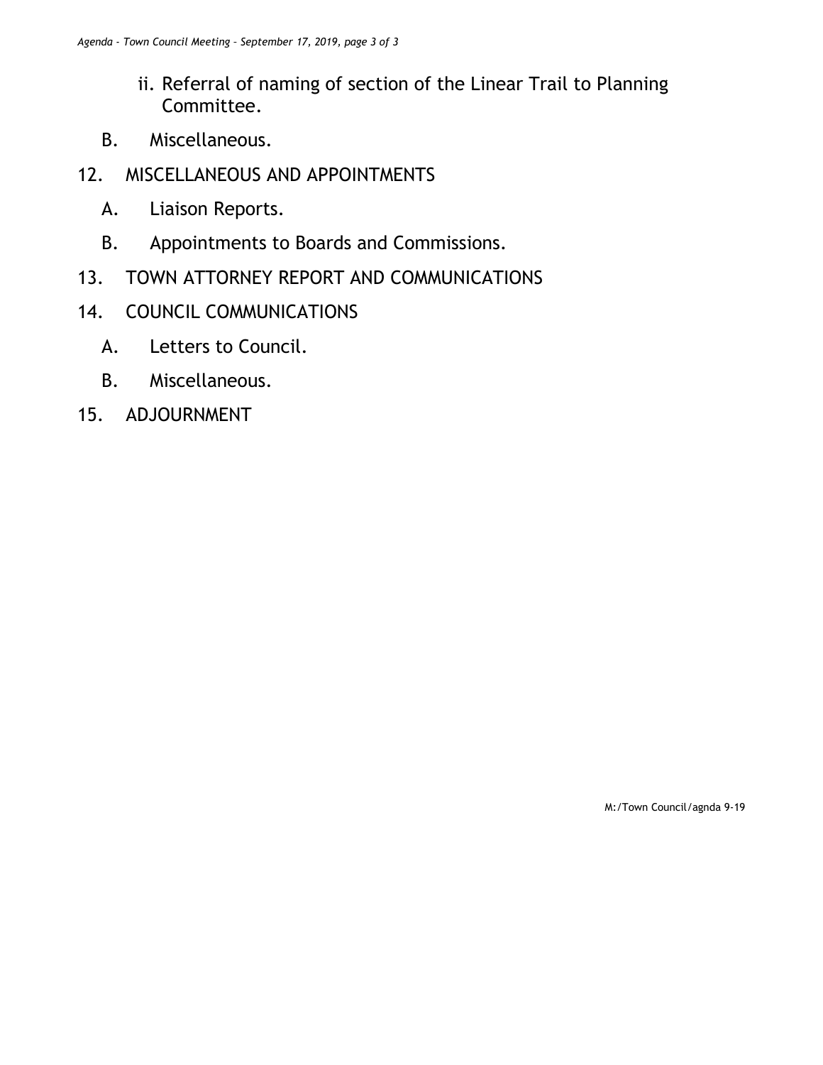ii. Referral of naming of section of the Linear Trail to Planning Committee.

B. Miscellaneous.

12. MISCELLANEOUS AND APPOINTMENTS

A. Liaison Reports.

B. Appointments to Boards and Commissions.

13. TOWN ATTORNEY REPORT AND COMMUNICATIONS

14. COUNCIL COMMUNICATIONS

A. Letters to Council.

B. Miscellaneous.

15. ADJOURNMENT

M:/Town Council/agnda 9-19